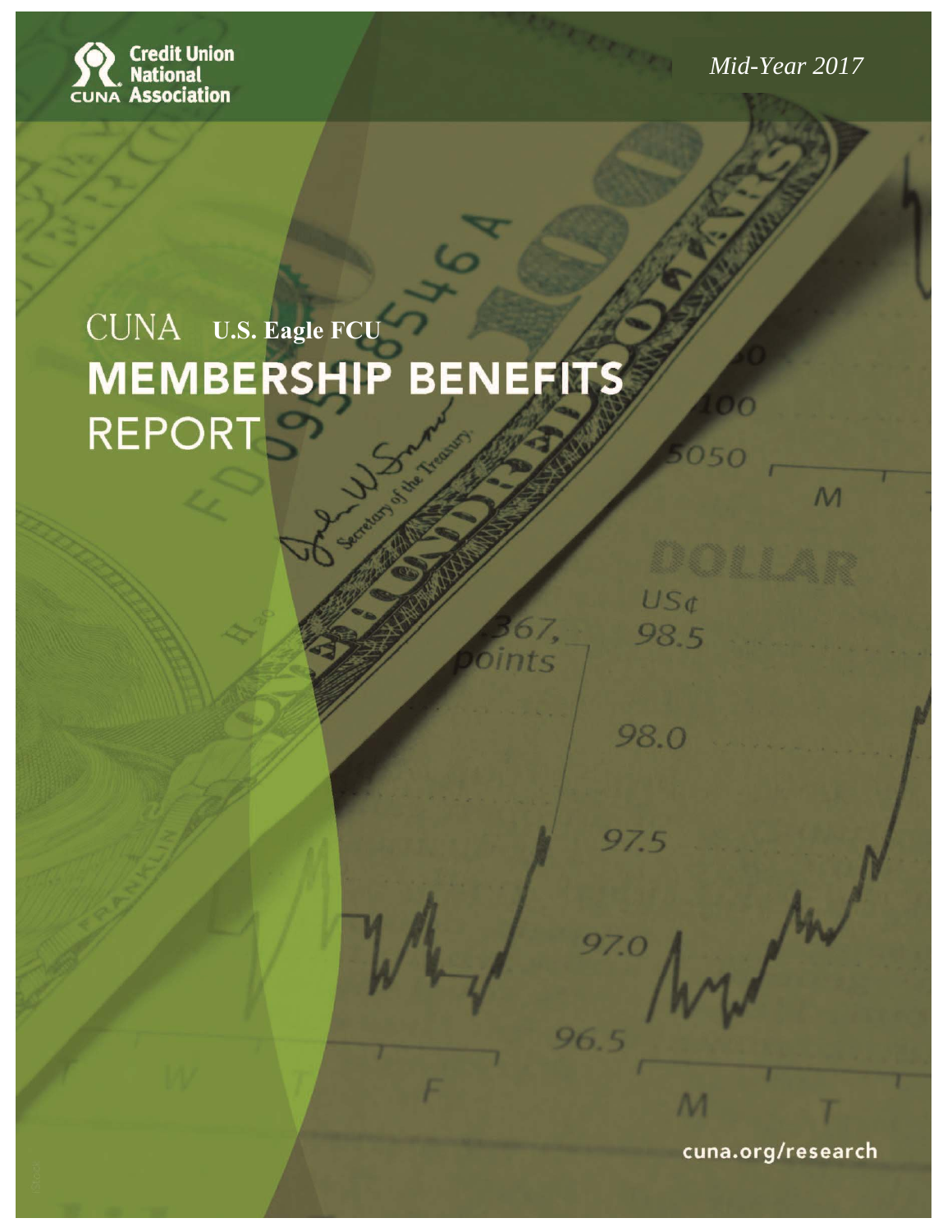Credit Union National Association

*Mid-Year 2017*

# CUNA **U.S. Eagle FCU** MEMBERSHIP BENEFITS REPORT

cuna.org/research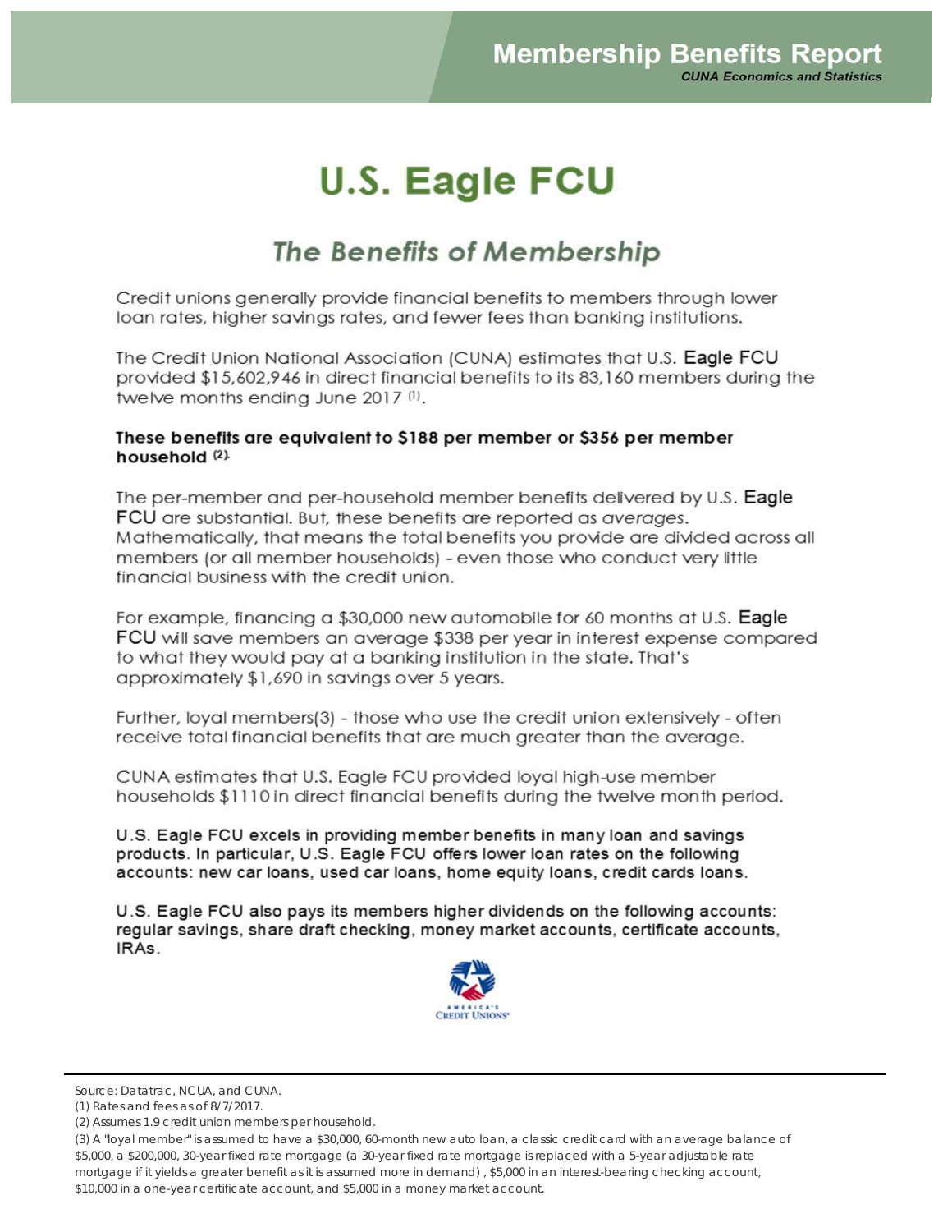# Membership Benefits Report

*CUNA Economics and Statistics*

# U.S. Eagle FCU

## *The Benefits of Membership*

Credit unions generally provide financial benefits to members through lower loan rates, higher savings rates, and fewer fees than banking institutions.

The Credit Union National Association (CUNA) estimates that U.S. Eagle FCU provided $15,602,946 in direct financial benefits to its 83,160 members during the twelve months ending June 2017 (1).

**These benefits are equivalent to $188 per member or $356 per member household (2).**

The per-member and per-household member benefits delivered by U.S. Eagle FCU are substantial. But, these benefits are reported as *averages*. Mathematically, that means the total benefits you provide are divided across all members (or all member households) - even those who conduct very little financial business with the credit union.

For example, financing a $30,000 new automobile for 60 months at U.S. Eagle FCU will save members an average $338 per year in interest expense compared to what they would pay at a banking institution in the state. That's approximately $1,690 in savings over 5 years.

Further, loyal members(3) - those who use the credit union extensively - often receive total financial benefits that are much greater than the average.

CUNA estimates that U.S. Eagle FCU provided loyal high-use member households $1110 in direct financial benefits during the twelve month period.

**U.S. Eagle FCU excels in providing member benefits in many loan and savings products. In particular, U.S. Eagle FCU offers lower loan rates on the following accounts: new car loans, used car loans, home equity loans, credit cards loans.**

**U.S. Eagle FCU also pays its members higher dividends on the following accounts: regular savings, share draft checking, money market accounts, certificate accounts, IRAs.**

AMERICA'S CREDIT UNIONS

---

Source: Datatrac, NCUA, and CUNA.

(1) Rates and fees as of 8/7/2017.

(2) Assumes 1.9 credit union members per household.

(3) A "loyal member" is assumed to have a $30,000, 60-month new auto loan, a classic credit card with an average balance of $5,000, a $200,000, 30-year fixed rate mortgage (a 30-year fixed rate mortgage is replaced with a 5-year adjustable rate mortgage if it yields a greater benefit as it is assumed more in demand) , $5,000 in an interest-bearing checking account, $10,000 in a one-year certificate account, and $5,000 in a money market account.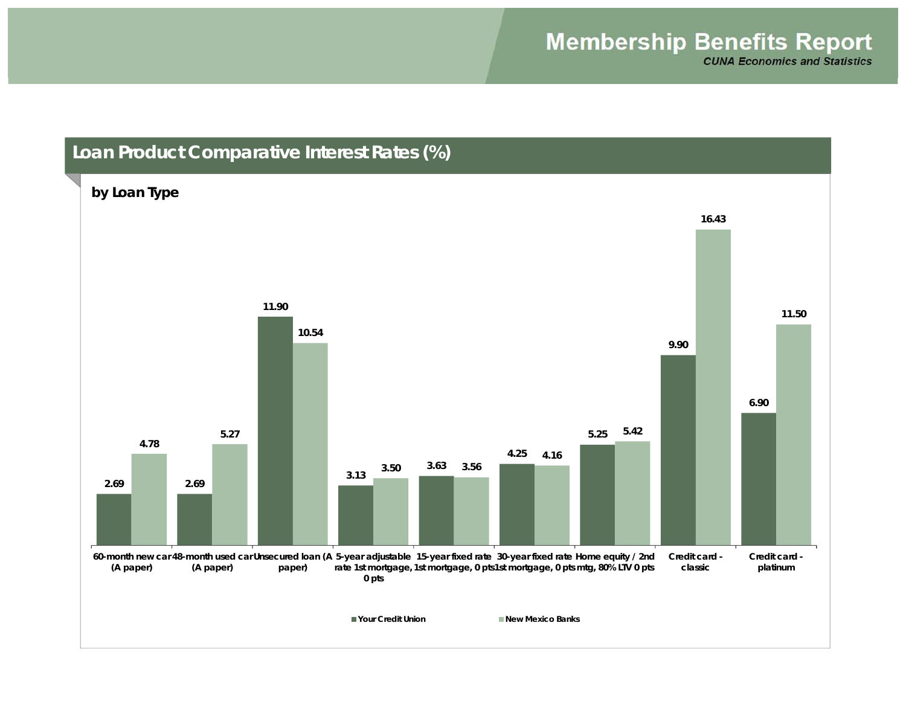## Loan Product Comparative Interest Rates (%)

**by Loan Type**

| Loan Type | Your Credit Union | New Mexico Banks |
|---|---|---|
| 60-month new car (A paper) | 2.69 | 4.78 |
| 48-month used car (A paper) | 2.69 | 5.27 |
| Unsecured loan (A paper) | 11.90 | 10.54 |
| 5-year adjustable rate 1st mortgage, 0 pts | 3.13 | 3.50 |
| 15-year fixed rate 1st mortgage, 0 pts | 3.63 | 3.56 |
| 30-year fixed rate 1st mortgage, 0 pts | 4.25 | 4.16 |
| Home equity / 2nd mtg, 80% LTV 0 pts | 5.25 | 5.42 |
| Credit card - classic | 9.90 | 16.43 |
| Credit card - platinum | 6.90 | 11.50 |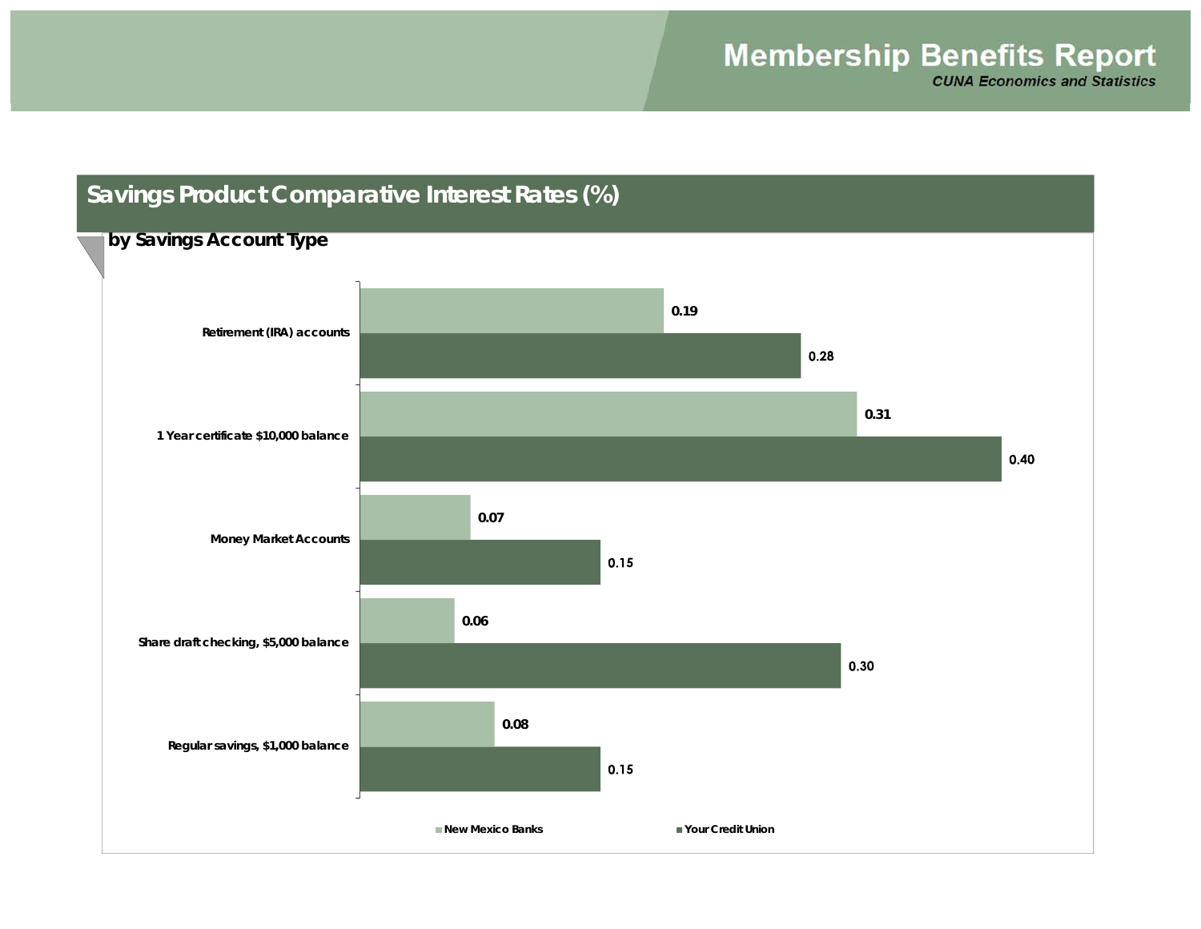## Savings Product Comparative Interest Rates (%)

### by Savings Account Type

| Savings Account Type | New Mexico Banks | Your Credit Union |
| --- | --- | --- |
| Retirement (IRA) accounts | 0.19 | 0.28 |
| 1 Year certificate $10,000 balance | 0.31 | 0.40 |
| Money Market Accounts | 0.07 | 0.15 |
| Share draft checking, $5,000 balance | 0.06 | 0.30 |
| Regular savings, $1,000 balance | 0.08 | 0.15 |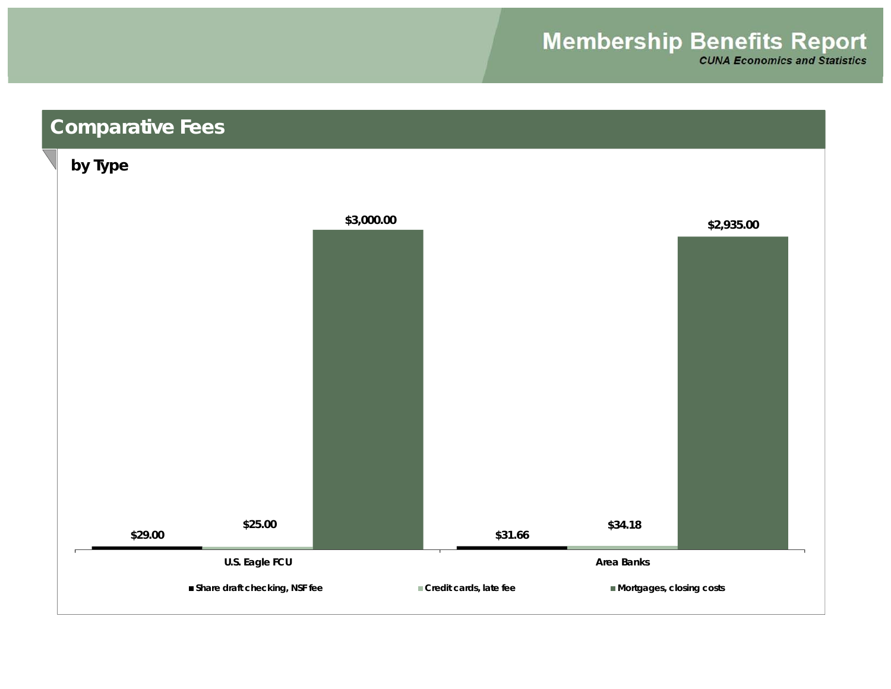## Comparative Fees

### by Type

| | Share draft checking, NSF fee | Credit cards, late fee | Mortgages, closing costs |
|---|---|---|---|
| U.S. Eagle FCU | $29.00 | $25.00 | $3,000.00 |
| Area Banks | $31.66 | $34.18 | $2,935.00 |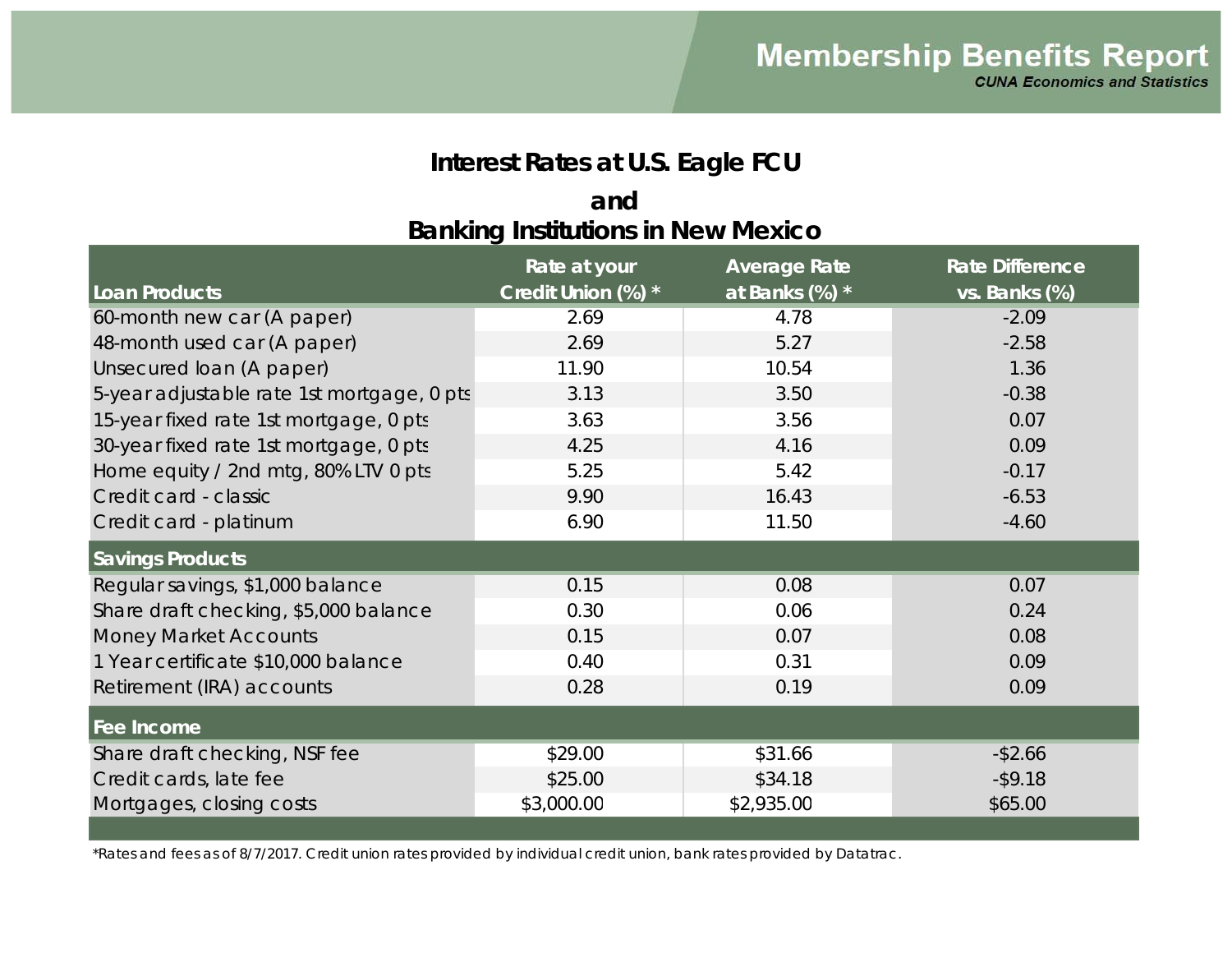# Membership Benefits Report

***CUNA Economics and Statistics***

## Interest Rates at U.S. Eagle FCU and Banking Institutions in New Mexico

| Loan Products | Rate at your Credit Union (%) * | Average Rate at Banks (%) * | Rate Difference vs. Banks (%) |
|---|---|---|---|
| 60-month new car (A paper) | 2.69 | 4.78 | -2.09 |
| 48-month used car (A paper) | 2.69 | 5.27 | -2.58 |
| Unsecured loan (A paper) | 11.90 | 10.54 | 1.36 |
| 5-year adjustable rate 1st mortgage, 0 pts | 3.13 | 3.50 | -0.38 |
| 15-year fixed rate 1st mortgage, 0 pts | 3.63 | 3.56 | 0.07 |
| 30-year fixed rate 1st mortgage, 0 pts | 4.25 | 4.16 | 0.09 |
| Home equity / 2nd mtg, 80% LTV 0 pts | 5.25 | 5.42 | -0.17 |
| Credit card - classic | 9.90 | 16.43 | -6.53 |
| Credit card - platinum | 6.90 | 11.50 | -4.60 |
| **Savings Products** | | | |
| Regular savings, $1,000 balance | 0.15 | 0.08 | 0.07 |
| Share draft checking, $5,000 balance | 0.30 | 0.06 | 0.24 |
| Money Market Accounts | 0.15 | 0.07 | 0.08 |
| 1 Year certificate $10,000 balance | 0.40 | 0.31 | 0.09 |
| Retirement (IRA) accounts | 0.28 | 0.19 | 0.09 |
| **Fee Income** | | | |
| Share draft checking, NSF fee | $29.00 | $31.66 | -$2.66 |
| Credit cards, late fee | $25.00 | $34.18 | -$9.18 |
| Mortgages, closing costs | $3,000.00 | $2,935.00 | $65.00 |

*Rates and fees as of 8/7/2017. Credit union rates provided by individual credit union, bank rates provided by Datatrac.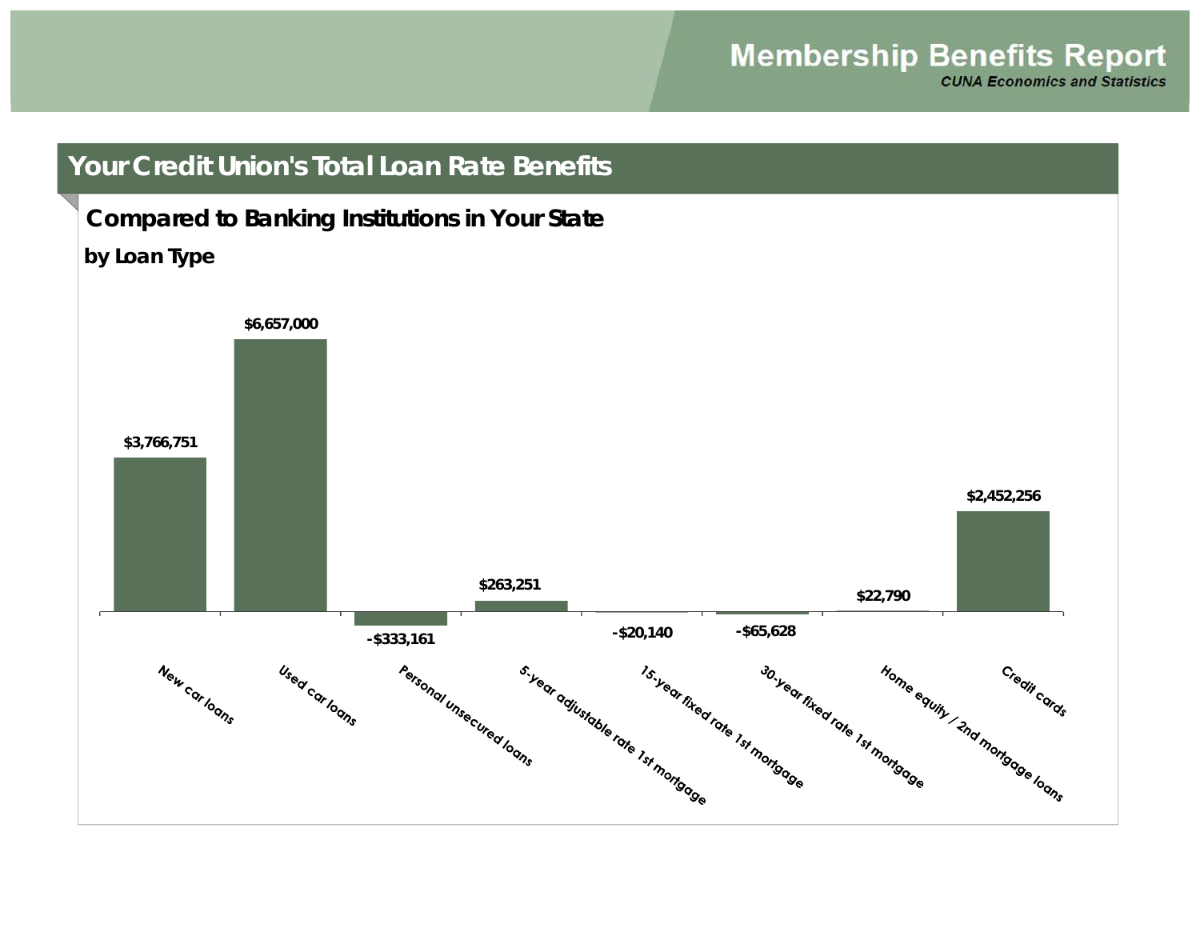## Your Credit Union's Total Loan Rate Benefits

### Compared to Banking Institutions in Your State

**by Loan Type**

| Loan Type | Benefit |
|---|---|
| New car loans | $3,766,751 |
| Used car loans | $6,657,000 |
| Personal unsecured loans | -$333,161 |
| 5-year adjustable rate 1st mortgage | $263,251 |
| 15-year fixed rate 1st mortgage | -$20,140 |
| 30-year fixed rate 1st mortgage | -$65,628 |
| Home equity / 2nd mortgage loans | $22,790 |
| Credit cards | $2,452,256 |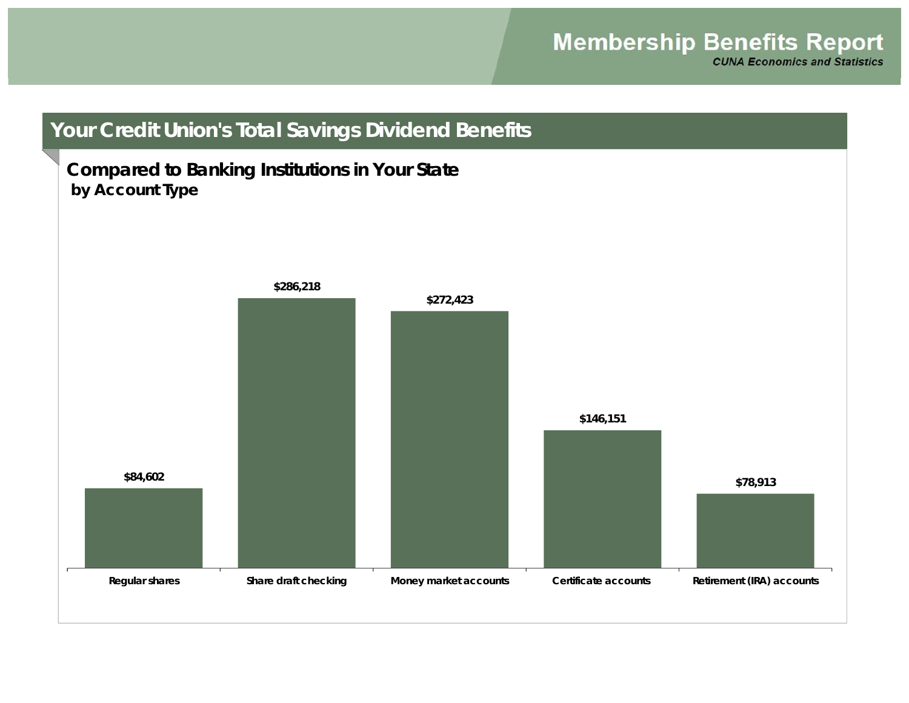## Your Credit Union's Total Savings Dividend Benefits

**Compared to Banking Institutions in Your State**
**by Account Type**

| Account Type | Benefit |
| --- | --- |
| Regular shares | $84,602 |
| Share draft checking | $286,218 |
| Money market accounts | $272,423 |
| Certificate accounts | $146,151 |
| Retirement (IRA) accounts | $78,913 |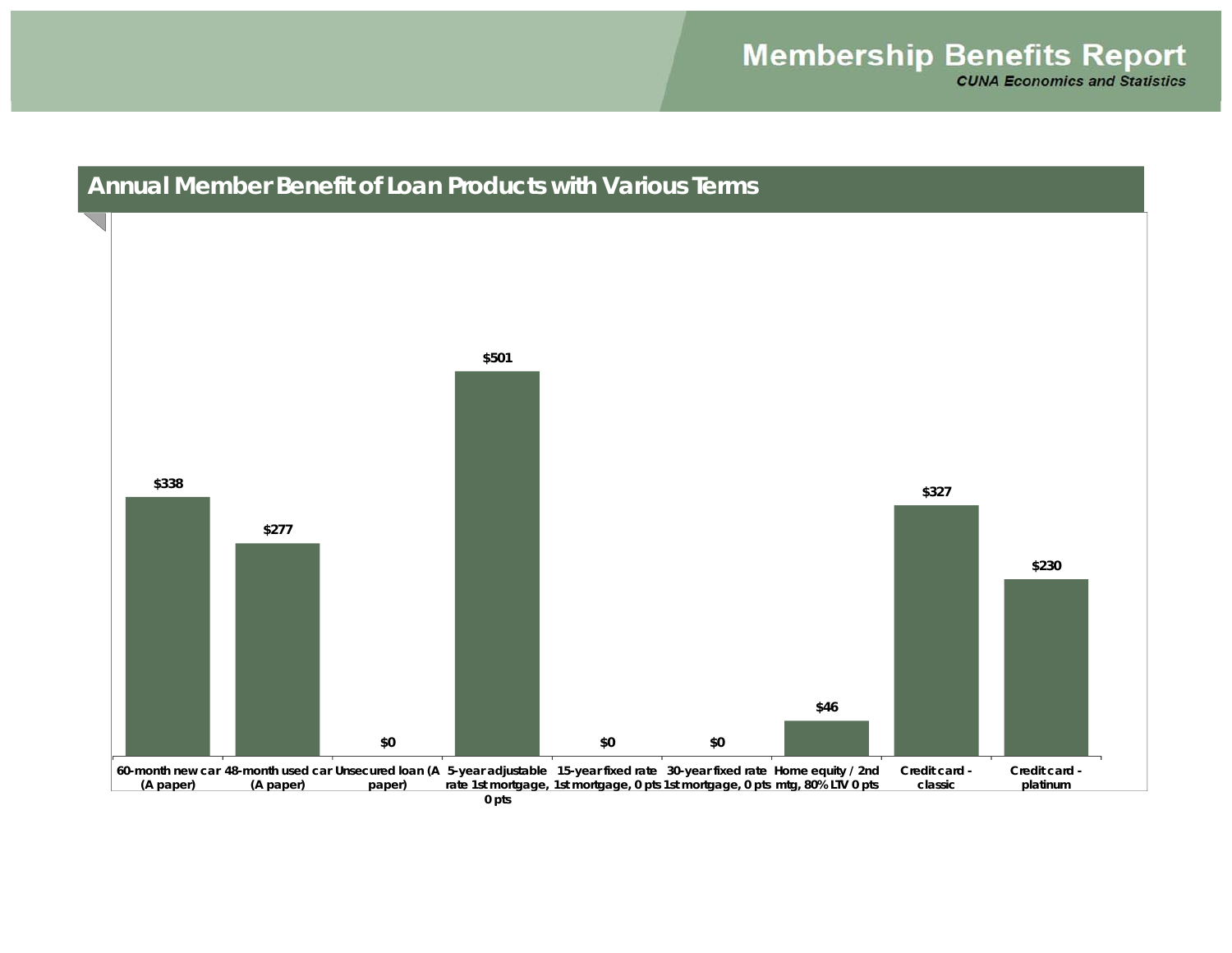## Annual Member Benefit of Loan Products with Various Terms

| Loan Product | Annual Member Benefit |
| --- | --- |
| 60-month new car (A paper) | $338 |
| 48-month used car (A paper) | $277 |
| Unsecured loan (A paper) | $0 |
| 5-year adjustable rate 1st mortgage, 0 pts | $501 |
| 15-year fixed rate 1st mortgage, 0 pts | $0 |
| 30-year fixed rate 1st mortgage, 0 pts | $0 |
| Home equity / 2nd mtg, 80% LTV 0 pts | $46 |
| Credit card - classic | $327 |
| Credit card - platinum | $230 |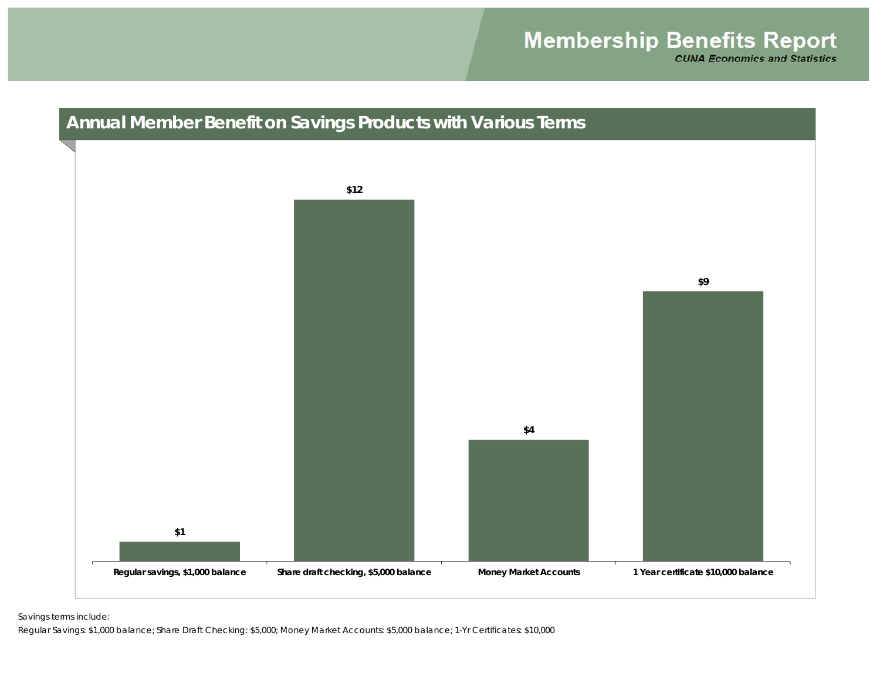# Membership Benefits Report

***CUNA Economics and Statistics***

## Annual Member Benefit on Savings Products with Various Terms

| Product | Annual Member Benefit |
| --- | --- |
| Regular savings, $1,000 balance | $1 |
| Share draft checking, $5,000 balance | $12 |
| Money Market Accounts | $4 |
| 1 Year certificate $10,000 balance | $9 |

Savings terms include:

Regular Savings: $1,000 balance; Share Draft Checking: $5,000; Money Market Accounts: $5,000 balance; 1-Yr Certificates: $10,000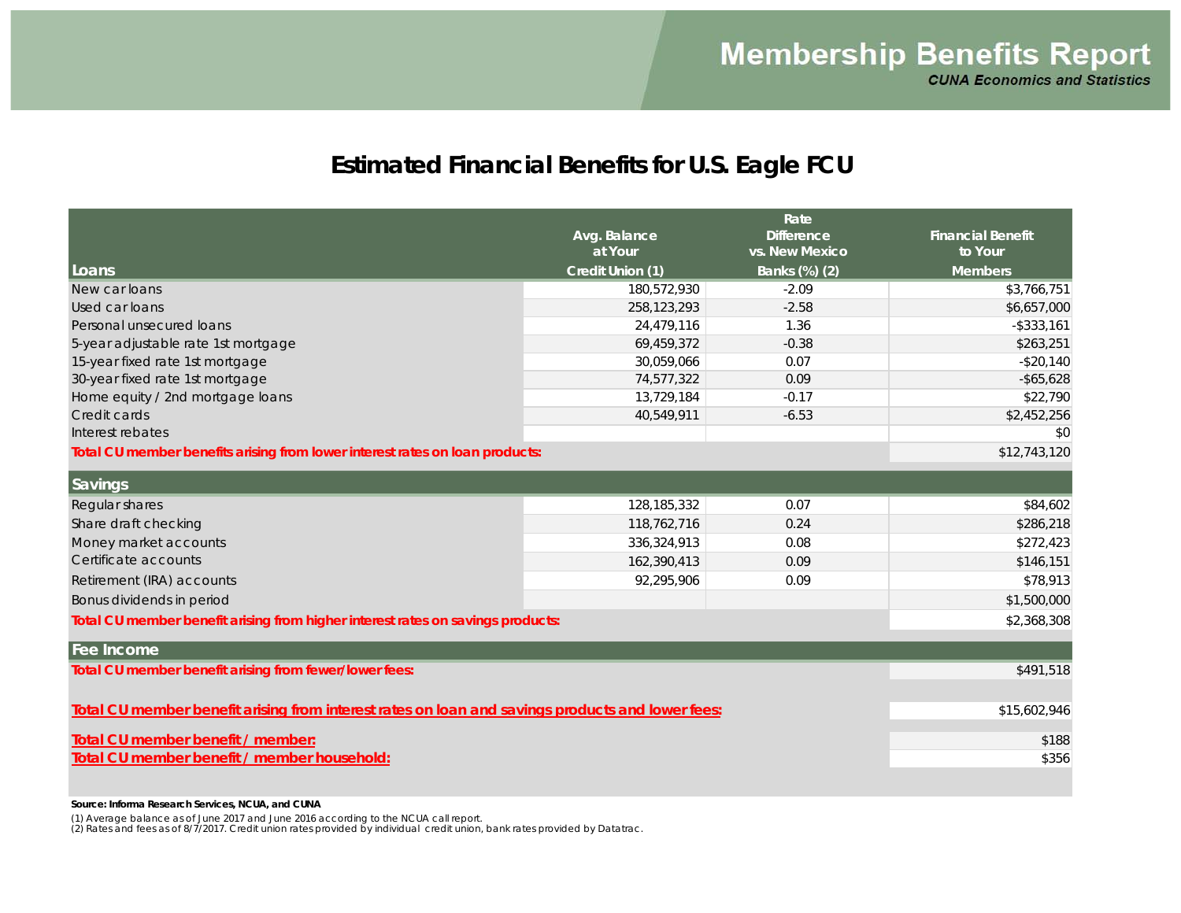# Membership Benefits Report

*CUNA Economics and Statistics*

## Estimated Financial Benefits for U.S. Eagle FCU

| Loans | Avg. Balance at Your Credit Union (1) | Rate Difference vs. New Mexico Banks (%) (2) | Financial Benefit to Your Members |
|---|---|---|---|
| New car loans | 180,572,930 | -2.09 | $3,766,751 |
| Used car loans | 258,123,293 | -2.58 | $6,657,000 |
| Personal unsecured loans | 24,479,116 | 1.36 | -$333,161 |
| 5-year adjustable rate 1st mortgage | 69,459,372 | -0.38 | $263,251 |
| 15-year fixed rate 1st mortgage | 30,059,066 | 0.07 | -$20,140 |
| 30-year fixed rate 1st mortgage | 74,577,322 | 0.09 | -$65,628 |
| Home equity / 2nd mortgage loans | 13,729,184 | -0.17 | $22,790 |
| Credit cards | 40,549,911 | -6.53 | $2,452,256 |
| Interest rebates | | | $0 |
| **Total CU member benefits arising from lower interest rates on loan products:** | | | $12,743,120 |
| **Savings** | | | |
| Regular shares | 128,185,332 | 0.07 | $84,602 |
| Share draft checking | 118,762,716 | 0.24 | $286,218 |
| Money market accounts | 336,324,913 | 0.08 | $272,423 |
| Certificate accounts | 162,390,413 | 0.09 | $146,151 |
| Retirement (IRA) accounts | 92,295,906 | 0.09 | $78,913 |
| Bonus dividends in period | | | $1,500,000 |
| **Total CU member benefit arising from higher interest rates on savings products:** | | | $2,368,308 |
| **Fee Income** | | | |
| **Total CU member benefit arising from fewer/lower fees:** | | | $491,518 |
| **Total CU member benefit arising from interest rates on loan and savings products and lower fees:** | | | $15,602,946 |
| **Total CU member benefit / member:** | | | $188 |
| **Total CU member benefit / member household:** | | | $356 |

**Source: Informa Research Services, NCUA, and CUNA**

(1) Average balance as of June 2017 and June 2016 according to the NCUA call report.
(2) Rates and fees as of 8/7/2017. Credit union rates provided by individual credit union, bank rates provided by Datatrac.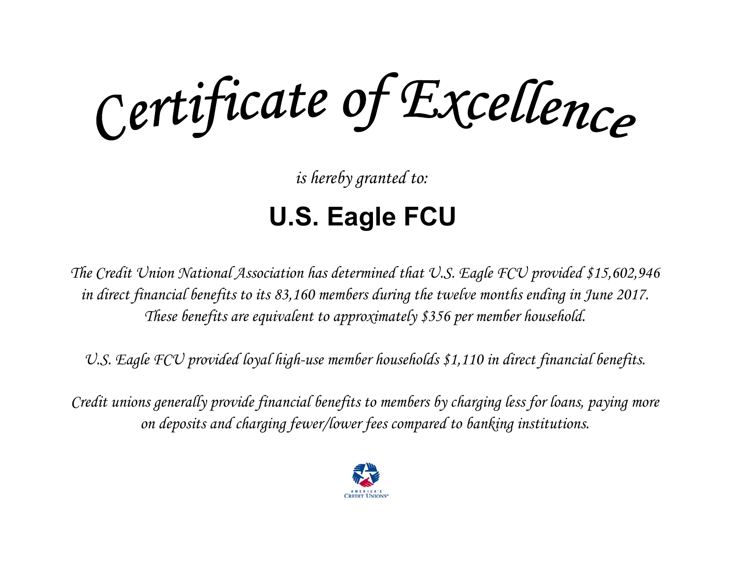# *Certificate of Excellence*

*is hereby granted to:*

## U.S. Eagle FCU

*The Credit Union National Association has determined that U.S. Eagle FCU provided $15,602,946 in direct financial benefits to its 83,160 members during the twelve months ending in June 2017. These benefits are equivalent to approximately $356 per member household.*

*U.S. Eagle FCU provided loyal high-use member households $1,110 in direct financial benefits.*

*Credit unions generally provide financial benefits to members by charging less for loans, paying more on deposits and charging fewer/lower fees compared to banking institutions.*

AMERICA'S CREDIT UNIONS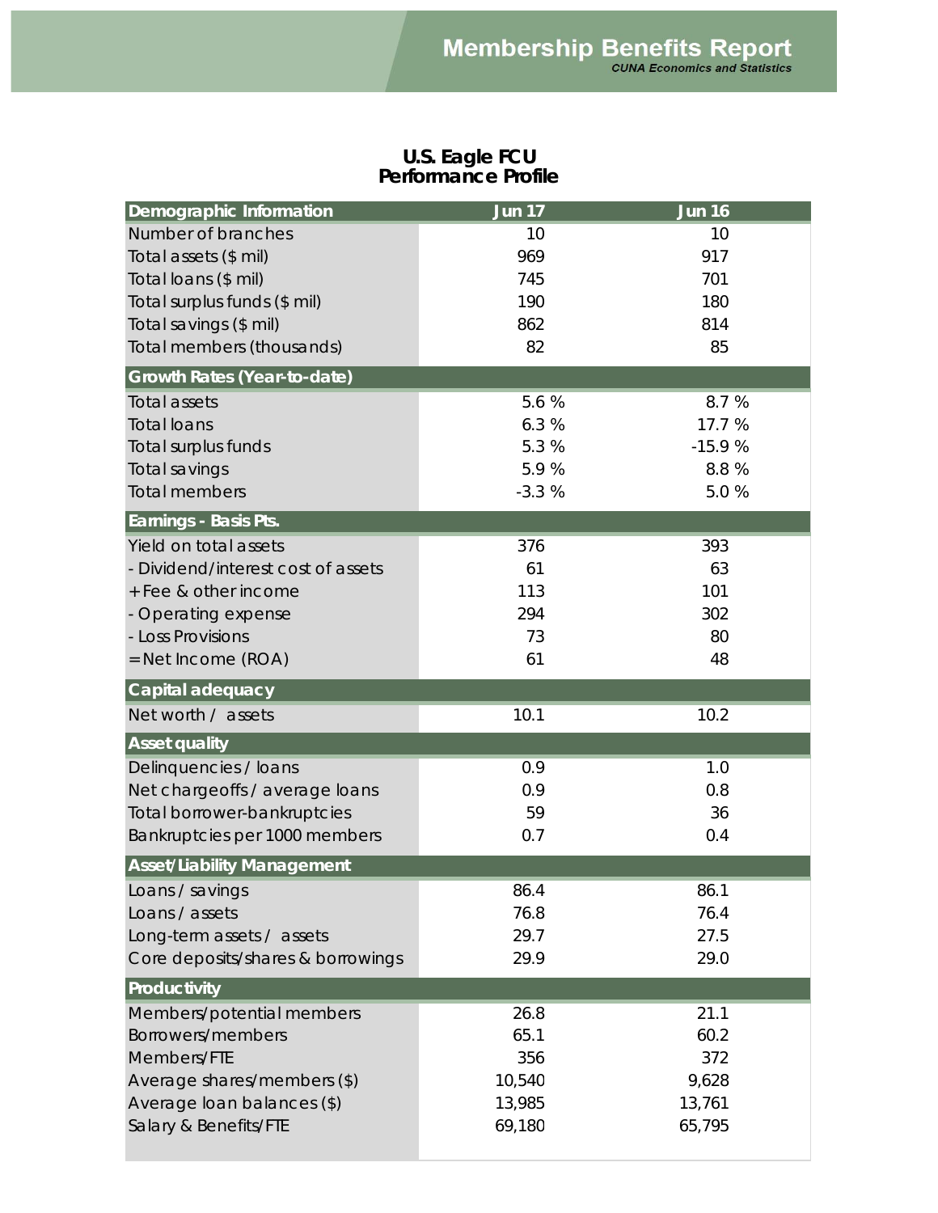# Membership Benefits Report

*CUNA Economics and Statistics*

## U.S. Eagle FCU
## Performance Profile

| Demographic Information | Jun 17 | Jun 16 |
|---|---|---|
| Number of branches | 10 | 10 |
| Total assets ($ mil) | 969 | 917 |
| Total loans ($ mil) | 745 | 701 |
| Total surplus funds ($ mil) | 190 | 180 |
| Total savings ($ mil) | 862 | 814 |
| Total members (thousands) | 82 | 85 |
| **Growth Rates (Year-to-date)** | | |
| Total assets | 5.6 % | 8.7 % |
| Total loans | 6.3 % | 17.7 % |
| Total surplus funds | 5.3 % | -15.9 % |
| Total savings | 5.9 % | 8.8 % |
| Total members | -3.3 % | 5.0 % |
| **Earnings - Basis Pts.** | | |
| Yield on total assets | 376 | 393 |
| - Dividend/interest cost of assets | 61 | 63 |
| + Fee & other income | 113 | 101 |
| - Operating expense | 294 | 302 |
| - Loss Provisions | 73 | 80 |
| = Net Income (ROA) | 61 | 48 |
| **Capital adequacy** | | |
| Net worth / assets | 10.1 | 10.2 |
| **Asset quality** | | |
| Delinquencies / loans | 0.9 | 1.0 |
| Net chargeoffs / average loans | 0.9 | 0.8 |
| Total borrower-bankruptcies | 59 | 36 |
| Bankruptcies per 1000 members | 0.7 | 0.4 |
| **Asset/Liability Management** | | |
| Loans / savings | 86.4 | 86.1 |
| Loans / assets | 76.8 | 76.4 |
| Long-term assets / assets | 29.7 | 27.5 |
| Core deposits/shares & borrowings | 29.9 | 29.0 |
| **Productivity** | | |
| Members/potential members | 26.8 | 21.1 |
| Borrowers/members | 65.1 | 60.2 |
| Members/FTE | 356 | 372 |
| Average shares/members ($) | 10,540 | 9,628 |
| Average loan balances ($) | 13,985 | 13,761 |
| Salary & Benefits/FTE | 69,180 | 65,795 |